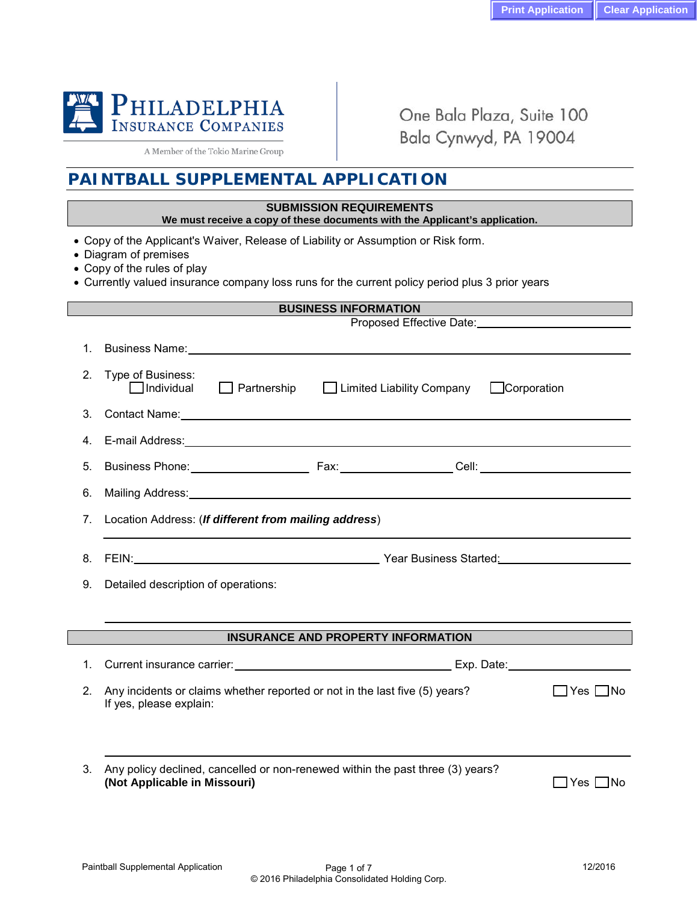Philadelphia Insurance Companies

A Member of the Tokio Marine Group

One Bala Plaza, Suite 100
Bala Cynwyd, PA 19004

# PAINTBALL SUPPLEMENTAL APPLICATION

## SUBMISSION REQUIREMENTS

**We must receive a copy of these documents with the Applicant's application.**

- Copy of the Applicant's Waiver, Release of Liability or Assumption or Risk form.
- Diagram of premises
- Copy of the rules of play
- Currently valued insurance company loss runs for the current policy period plus 3 prior years

## BUSINESS INFORMATION

Proposed Effective Date: ____________________

1. Business Name: ____________________
2. Type of Business:
   ☐ Individual ☐ Partnership ☐ Limited Liability Company ☐ Corporation
3. Contact Name: ____________________
4. E-mail Address: ____________________
5. Business Phone: ____________ Fax: ____________ Cell: ____________
6. Mailing Address: ____________________
7. Location Address: (***If different from mailing address***)
   ____________________
8. FEIN: ____________________ Year Business Started: ____________
9. Detailed description of operations:
   ____________________

## INSURANCE AND PROPERTY INFORMATION

1. Current insurance carrier: ____________________ Exp. Date: ____________
2. Any incidents or claims whether reported or not in the last five (5) years? ☐ Yes ☐ No
   If yes, please explain:
   ____________________
3. Any policy declined, cancelled or non-renewed within the past three (3) years? ☐ Yes ☐ No
   **(Not Applicable in Missouri)**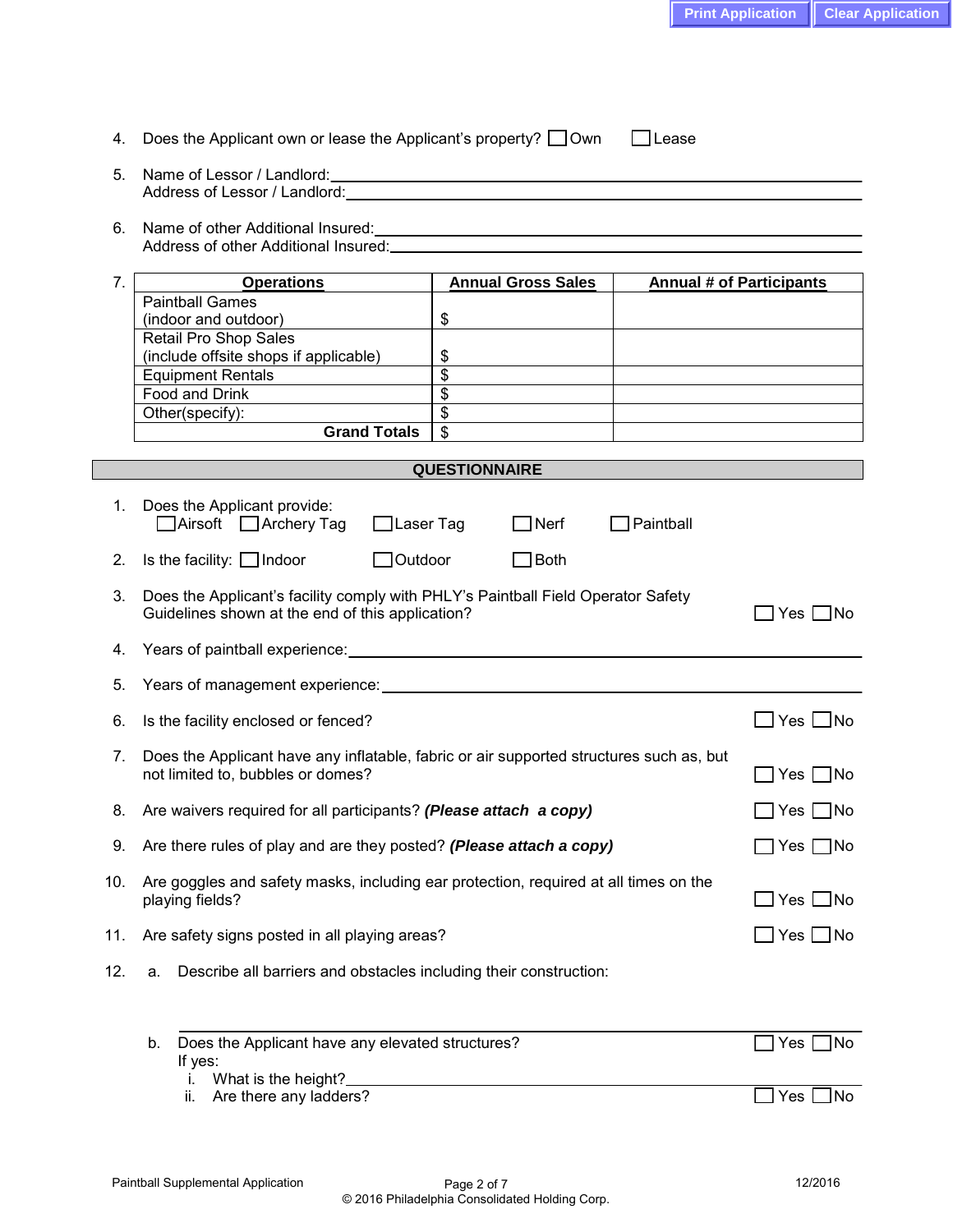4. Does the Applicant own or lease the Applicant's property? ☐ Own ☐ Lease

5. Name of Lessor / Landlord: ______________________________
   Address of Lessor / Landlord: ______________________________

6. Name of other Additional Insured: ______________________________
   Address of other Additional Insured: ______________________________

7.

| Operations | Annual Gross Sales | Annual # of Participants |
|---|---|---|
| Paintball Games (indoor and outdoor) | $ | |
| Retail Pro Shop Sales (include offsite shops if applicable) | $ | |
| Equipment Rentals | $ | |
| Food and Drink | $ | |
| Other(specify): | $ | |
| **Grand Totals** | $ | |

## QUESTIONNAIRE

1. Does the Applicant provide:
   ☐ Airsoft ☐ Archery Tag ☐ Laser Tag ☐ Nerf ☐ Paintball

2. Is the facility: ☐ Indoor ☐ Outdoor ☐ Both

3. Does the Applicant's facility comply with PHLY's Paintball Field Operator Safety Guidelines shown at the end of this application? ☐ Yes ☐ No

4. Years of paintball experience: ______________________________

5. Years of management experience: ______________________________

6. Is the facility enclosed or fenced? ☐ Yes ☐ No

7. Does the Applicant have any inflatable, fabric or air supported structures such as, but not limited to, bubbles or domes? ☐ Yes ☐ No

8. Are waivers required for all participants? ***(Please attach a copy)*** ☐ Yes ☐ No

9. Are there rules of play and are they posted? ***(Please attach a copy)*** ☐ Yes ☐ No

10. Are goggles and safety masks, including ear protection, required at all times on the playing fields? ☐ Yes ☐ No

11. Are safety signs posted in all playing areas? ☐ Yes ☐ No

12. a. Describe all barriers and obstacles including their construction:

    ______________________________

    b. Does the Applicant have any elevated structures? ☐ Yes ☐ No
       If yes:
       i. What is the height? ______________________________
       ii. Are there any ladders? ☐ Yes ☐ No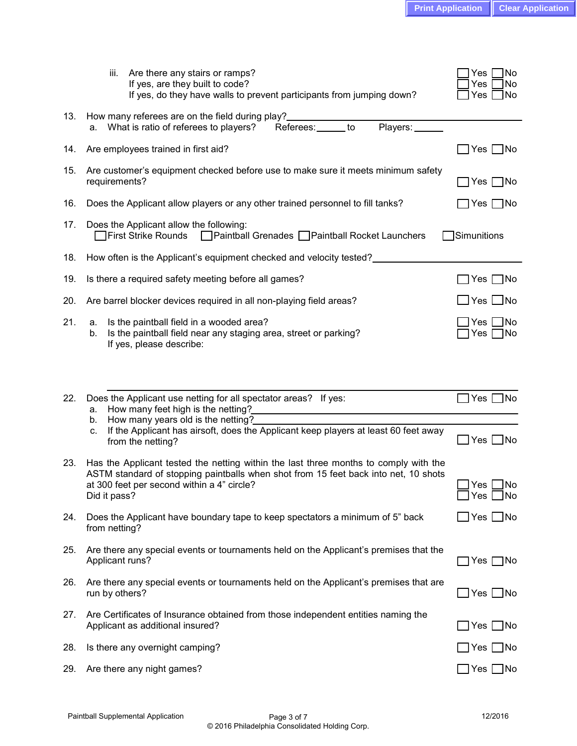iii. Are there any stairs or ramps? ☐ Yes ☐ No
If yes, are they built to code? ☐ Yes ☐ No
If yes, do they have walls to prevent participants from jumping down? ☐ Yes ☐ No

13. How many referees are on the field during play? ______________________
    a. What is ratio of referees to players? Referees: ______ to Players: ______

14. Are employees trained in first aid? ☐ Yes ☐ No

15. Are customer's equipment checked before use to make sure it meets minimum safety requirements? ☐ Yes ☐ No

16. Does the Applicant allow players or any other trained personnel to fill tanks? ☐ Yes ☐ No

17. Does the Applicant allow the following:
    ☐ First Strike Rounds ☐ Paintball Grenades ☐ Paintball Rocket Launchers ☐ Simunitions

18. How often is the Applicant's equipment checked and velocity tested? ______________________

19. Is there a required safety meeting before all games? ☐ Yes ☐ No

20. Are barrel blocker devices required in all non-playing field areas? ☐ Yes ☐ No

21. a. Is the paintball field in a wooded area? ☐ Yes ☐ No
    b. Is the paintball field near any staging area, street or parking? ☐ Yes ☐ No
    If yes, please describe:

    ______________________

22. Does the Applicant use netting for all spectator areas? If yes: ☐ Yes ☐ No
    a. How many feet high is the netting? ______________________
    b. How many years old is the netting? ______________________
    c. If the Applicant has airsoft, does the Applicant keep players at least 60 feet away from the netting? ☐ Yes ☐ No

23. Has the Applicant tested the netting within the last three months to comply with the ASTM standard of stopping paintballs when shot from 15 feet back into net, 10 shots at 300 feet per second within a 4" circle? ☐ Yes ☐ No
    Did it pass? ☐ Yes ☐ No

24. Does the Applicant have boundary tape to keep spectators a minimum of 5" back from netting? ☐ Yes ☐ No

25. Are there any special events or tournaments held on the Applicant's premises that the Applicant runs? ☐ Yes ☐ No

26. Are there any special events or tournaments held on the Applicant's premises that are run by others? ☐ Yes ☐ No

27. Are Certificates of Insurance obtained from those independent entities naming the Applicant as additional insured? ☐ Yes ☐ No

28. Is there any overnight camping? ☐ Yes ☐ No

29. Are there any night games? ☐ Yes ☐ No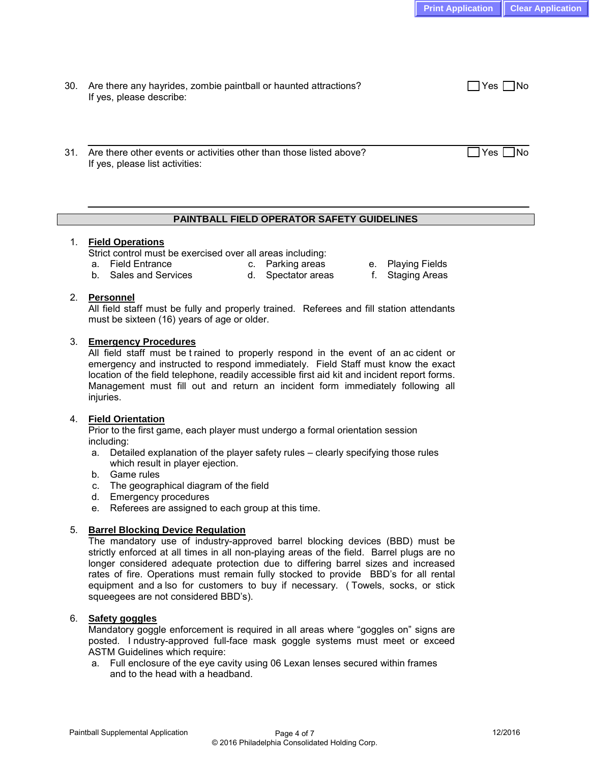30. Are there any hayrides, zombie paintball or haunted attractions? ☐ Yes ☐ No
    If yes, please describe:

31. Are there other events or activities other than those listed above? ☐ Yes ☐ No
    If yes, please list activities:

## PAINTBALL FIELD OPERATOR SAFETY GUIDELINES

1. **Field Operations**
   Strict control must be exercised over all areas including:
   a. Field Entrance
   b. Sales and Services
   c. Parking areas
   d. Spectator areas
   e. Playing Fields
   f. Staging Areas

2. **Personnel**
   All field staff must be fully and properly trained. Referees and fill station attendants must be sixteen (16) years of age or older.

3. **Emergency Procedures**
   All field staff must be trained to properly respond in the event of an accident or emergency and instructed to respond immediately. Field Staff must know the exact location of the field telephone, readily accessible first aid kit and incident report forms. Management must fill out and return an incident form immediately following all injuries.

4. **Field Orientation**
   Prior to the first game, each player must undergo a formal orientation session including:
   a. Detailed explanation of the player safety rules – clearly specifying those rules which result in player ejection.
   b. Game rules
   c. The geographical diagram of the field
   d. Emergency procedures
   e. Referees are assigned to each group at this time.

5. **Barrel Blocking Device Regulation**
   The mandatory use of industry-approved barrel blocking devices (BBD) must be strictly enforced at all times in all non-playing areas of the field. Barrel plugs are no longer considered adequate protection due to differing barrel sizes and increased rates of fire. Operations must remain fully stocked to provide BBD's for all rental equipment and also for customers to buy if necessary. (Towels, socks, or stick squeegees are not considered BBD's).

6. **Safety goggles**
   Mandatory goggle enforcement is required in all areas where "goggles on" signs are posted. Industry-approved full-face mask goggle systems must meet or exceed ASTM Guidelines which require:
   a. Full enclosure of the eye cavity using 06 Lexan lenses secured within frames and to the head with a headband.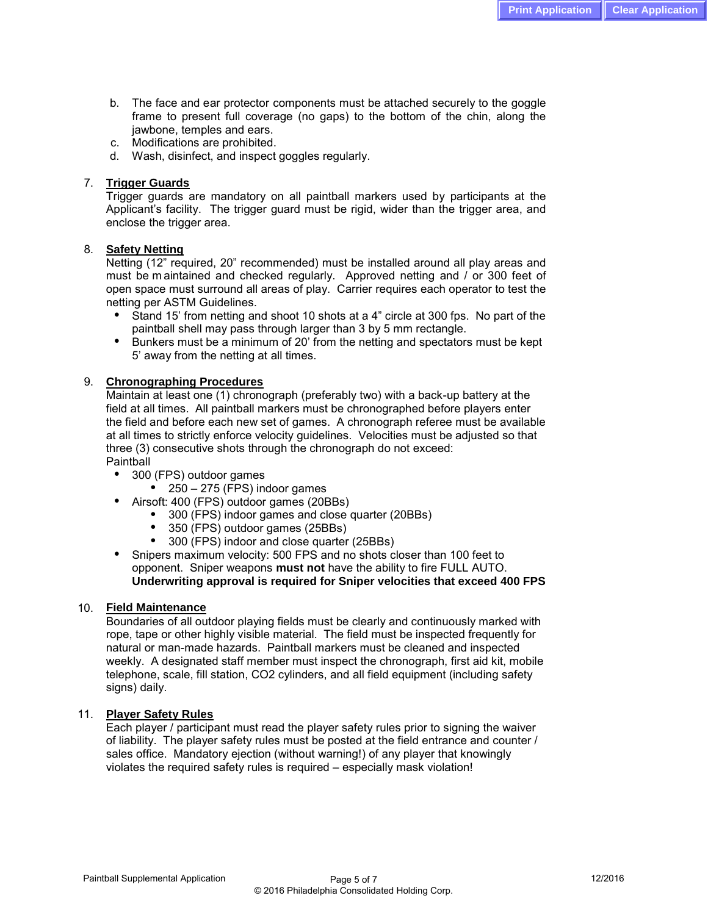b. The face and ear protector components must be attached securely to the goggle frame to present full coverage (no gaps) to the bottom of the chin, along the jawbone, temples and ears.
c. Modifications are prohibited.
d. Wash, disinfect, and inspect goggles regularly.

7. **Trigger Guards**
   Trigger guards are mandatory on all paintball markers used by participants at the Applicant's facility. The trigger guard must be rigid, wider than the trigger area, and enclose the trigger area.

8. **Safety Netting**
   Netting (12" required, 20" recommended) must be installed around all play areas and must be maintained and checked regularly. Approved netting and / or 300 feet of open space must surround all areas of play. Carrier requires each operator to test the netting per ASTM Guidelines.
   - Stand 15' from netting and shoot 10 shots at a 4" circle at 300 fps. No part of the paintball shell may pass through larger than 3 by 5 mm rectangle.
   - Bunkers must be a minimum of 20' from the netting and spectators must be kept 5' away from the netting at all times.

9. **Chronographing Procedures**
   Maintain at least one (1) chronograph (preferably two) with a back-up battery at the field at all times. All paintball markers must be chronographed before players enter the field and before each new set of games. A chronograph referee must be available at all times to strictly enforce velocity guidelines. Velocities must be adjusted so that three (3) consecutive shots through the chronograph do not exceed:
   Paintball
   - 300 (FPS) outdoor games
     - 250 – 275 (FPS) indoor games
   - Airsoft: 400 (FPS) outdoor games (20BBs)
     - 300 (FPS) indoor games and close quarter (20BBs)
     - 350 (FPS) outdoor games (25BBs)
     - 300 (FPS) indoor and close quarter (25BBs)
   - Snipers maximum velocity: 500 FPS and no shots closer than 100 feet to opponent. Sniper weapons **must not** have the ability to fire FULL AUTO. **Underwriting approval is required for Sniper velocities that exceed 400 FPS**

10. **Field Maintenance**
    Boundaries of all outdoor playing fields must be clearly and continuously marked with rope, tape or other highly visible material. The field must be inspected frequently for natural or man-made hazards. Paintball markers must be cleaned and inspected weekly. A designated staff member must inspect the chronograph, first aid kit, mobile telephone, scale, fill station, CO2 cylinders, and all field equipment (including safety signs) daily.

11. **Player Safety Rules**
    Each player / participant must read the player safety rules prior to signing the waiver of liability. The player safety rules must be posted at the field entrance and counter / sales office. Mandatory ejection (without warning!) of any player that knowingly violates the required safety rules is required – especially mask violation!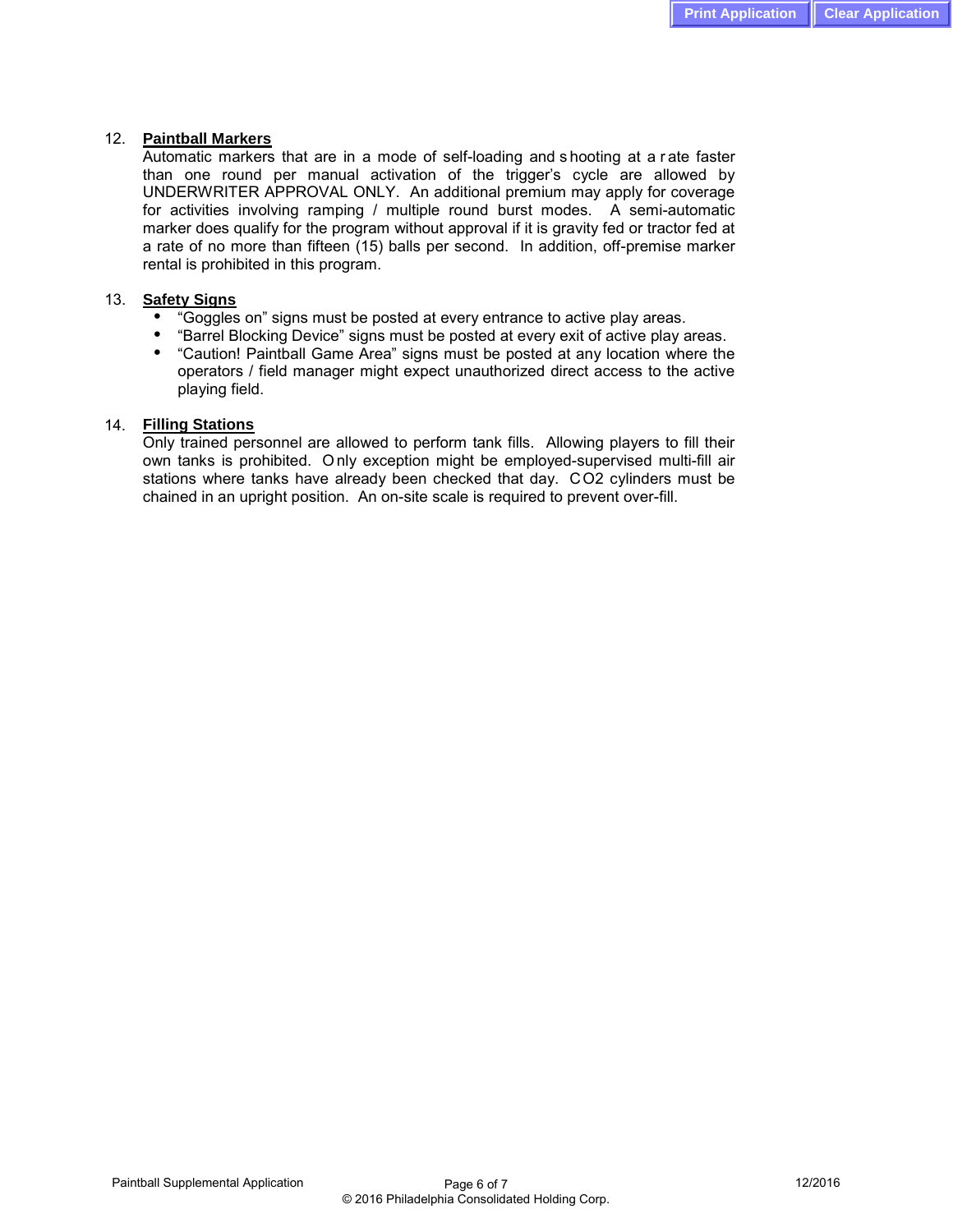12. **Paintball Markers**
    Automatic markers that are in a mode of self-loading and shooting at a rate faster than one round per manual activation of the trigger's cycle are allowed by UNDERWRITER APPROVAL ONLY. An additional premium may apply for coverage for activities involving ramping / multiple round burst modes. A semi-automatic marker does qualify for the program without approval if it is gravity fed or tractor fed at a rate of no more than fifteen (15) balls per second. In addition, off-premise marker rental is prohibited in this program.

13. **Safety Signs**
    - "Goggles on" signs must be posted at every entrance to active play areas.
    - "Barrel Blocking Device" signs must be posted at every exit of active play areas.
    - "Caution! Paintball Game Area" signs must be posted at any location where the operators / field manager might expect unauthorized direct access to the active playing field.

14. **Filling Stations**
    Only trained personnel are allowed to perform tank fills. Allowing players to fill their own tanks is prohibited. Only exception might be employed-supervised multi-fill air stations where tanks have already been checked that day. $CO_2$ cylinders must be chained in an upright position. An on-site scale is required to prevent over-fill.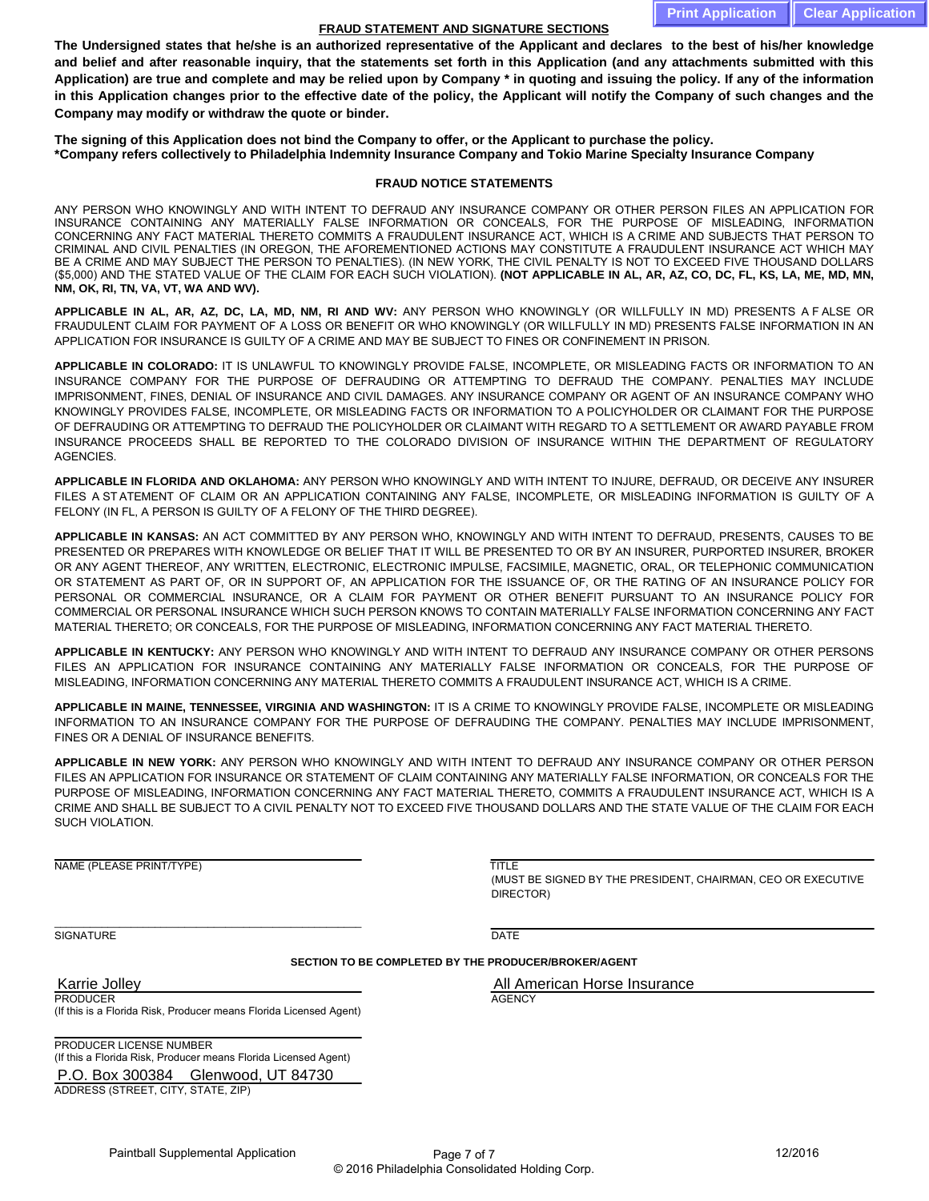## FRAUD STATEMENT AND SIGNATURE SECTIONS

**The Undersigned states that he/she is an authorized representative of the Applicant and declares to the best of his/her knowledge and belief and after reasonable inquiry, that the statements set forth in this Application (and any attachments submitted with this Application) are true and complete and may be relied upon by Company * in quoting and issuing the policy. If any of the information in this Application changes prior to the effective date of the policy, the Applicant will notify the Company of such changes and the Company may modify or withdraw the quote or binder.**

**The signing of this Application does not bind the Company to offer, or the Applicant to purchase the policy.**
***Company refers collectively to Philadelphia Indemnity Insurance Company and Tokio Marine Specialty Insurance Company**

### FRAUD NOTICE STATEMENTS

ANY PERSON WHO KNOWINGLY AND WITH INTENT TO DEFRAUD ANY INSURANCE COMPANY OR OTHER PERSON FILES AN APPLICATION FOR INSURANCE CONTAINING ANY MATERIALLY FALSE INFORMATION OR CONCEALS, FOR THE PURPOSE OF MISLEADING, INFORMATION CONCERNING ANY FACT MATERIAL THERETO COMMITS A FRAUDULENT INSURANCE ACT, WHICH IS A CRIME AND SUBJECTS THAT PERSON TO CRIMINAL AND CIVIL PENALTIES (IN OREGON, THE AFOREMENTIONED ACTIONS MAY CONSTITUTE A FRAUDULENT INSURANCE ACT WHICH MAY BE A CRIME AND MAY SUBJECT THE PERSON TO PENALTIES). (IN NEW YORK, THE CIVIL PENALTY IS NOT TO EXCEED FIVE THOUSAND DOLLARS ($5,000) AND THE STATED VALUE OF THE CLAIM FOR EACH SUCH VIOLATION). **(NOT APPLICABLE IN AL, AR, AZ, CO, DC, FL, KS, LA, ME, MD, MN, NM, OK, RI, TN, VA, VT, WA AND WV).**

**APPLICABLE IN AL, AR, AZ, DC, LA, MD, NM, RI AND WV:** ANY PERSON WHO KNOWINGLY (OR WILLFULLY IN MD) PRESENTS A FALSE OR FRAUDULENT CLAIM FOR PAYMENT OF A LOSS OR BENEFIT OR WHO KNOWINGLY (OR WILLFULLY IN MD) PRESENTS FALSE INFORMATION IN AN APPLICATION FOR INSURANCE IS GUILTY OF A CRIME AND MAY BE SUBJECT TO FINES OR CONFINEMENT IN PRISON.

**APPLICABLE IN COLORADO:** IT IS UNLAWFUL TO KNOWINGLY PROVIDE FALSE, INCOMPLETE, OR MISLEADING FACTS OR INFORMATION TO AN INSURANCE COMPANY FOR THE PURPOSE OF DEFRAUDING OR ATTEMPTING TO DEFRAUD THE COMPANY. PENALTIES MAY INCLUDE IMPRISONMENT, FINES, DENIAL OF INSURANCE AND CIVIL DAMAGES. ANY INSURANCE COMPANY OR AGENT OF AN INSURANCE COMPANY WHO KNOWINGLY PROVIDES FALSE, INCOMPLETE, OR MISLEADING FACTS OR INFORMATION TO A POLICYHOLDER OR CLAIMANT FOR THE PURPOSE OF DEFRAUDING OR ATTEMPTING TO DEFRAUD THE POLICYHOLDER OR CLAIMANT WITH REGARD TO A SETTLEMENT OR AWARD PAYABLE FROM INSURANCE PROCEEDS SHALL BE REPORTED TO THE COLORADO DIVISION OF INSURANCE WITHIN THE DEPARTMENT OF REGULATORY AGENCIES.

**APPLICABLE IN FLORIDA AND OKLAHOMA:** ANY PERSON WHO KNOWINGLY AND WITH INTENT TO INJURE, DEFRAUD, OR DECEIVE ANY INSURER FILES A STATEMENT OF CLAIM OR AN APPLICATION CONTAINING ANY FALSE, INCOMPLETE, OR MISLEADING INFORMATION IS GUILTY OF A FELONY (IN FL, A PERSON IS GUILTY OF A FELONY OF THE THIRD DEGREE).

**APPLICABLE IN KANSAS:** AN ACT COMMITTED BY ANY PERSON WHO, KNOWINGLY AND WITH INTENT TO DEFRAUD, PRESENTS, CAUSES TO BE PRESENTED OR PREPARES WITH KNOWLEDGE OR BELIEF THAT IT WILL BE PRESENTED TO OR BY AN INSURER, PURPORTED INSURER, BROKER OR ANY AGENT THEREOF, ANY WRITTEN, ELECTRONIC, ELECTRONIC IMPULSE, FACSIMILE, MAGNETIC, ORAL, OR TELEPHONIC COMMUNICATION OR STATEMENT AS PART OF, OR IN SUPPORT OF, AN APPLICATION FOR THE ISSUANCE OF, OR THE RATING OF AN INSURANCE POLICY FOR PERSONAL OR COMMERCIAL INSURANCE, OR A CLAIM FOR PAYMENT OR OTHER BENEFIT PURSUANT TO AN INSURANCE POLICY FOR COMMERCIAL OR PERSONAL INSURANCE WHICH SUCH PERSON KNOWS TO CONTAIN MATERIALLY FALSE INFORMATION CONCERNING ANY FACT MATERIAL THERETO; OR CONCEALS, FOR THE PURPOSE OF MISLEADING, INFORMATION CONCERNING ANY FACT MATERIAL THERETO.

**APPLICABLE IN KENTUCKY:** ANY PERSON WHO KNOWINGLY AND WITH INTENT TO DEFRAUD ANY INSURANCE COMPANY OR OTHER PERSONS FILES AN APPLICATION FOR INSURANCE CONTAINING ANY MATERIALLY FALSE INFORMATION OR CONCEALS, FOR THE PURPOSE OF MISLEADING, INFORMATION CONCERNING ANY MATERIAL THERETO COMMITS A FRAUDULENT INSURANCE ACT, WHICH IS A CRIME.

**APPLICABLE IN MAINE, TENNESSEE, VIRGINIA AND WASHINGTON:** IT IS A CRIME TO KNOWINGLY PROVIDE FALSE, INCOMPLETE OR MISLEADING INFORMATION TO AN INSURANCE COMPANY FOR THE PURPOSE OF DEFRAUDING THE COMPANY. PENALTIES MAY INCLUDE IMPRISONMENT, FINES OR A DENIAL OF INSURANCE BENEFITS.

**APPLICABLE IN NEW YORK:** ANY PERSON WHO KNOWINGLY AND WITH INTENT TO DEFRAUD ANY INSURANCE COMPANY OR OTHER PERSON FILES AN APPLICATION FOR INSURANCE OR STATEMENT OF CLAIM CONTAINING ANY MATERIALLY FALSE INFORMATION, OR CONCEALS FOR THE PURPOSE OF MISLEADING, INFORMATION CONCERNING ANY FACT MATERIAL THERETO, COMMITS A FRAUDULENT INSURANCE ACT, WHICH IS A CRIME AND SHALL BE SUBJECT TO A CIVIL PENALTY NOT TO EXCEED FIVE THOUSAND DOLLARS AND THE STATE VALUE OF THE CLAIM FOR EACH SUCH VIOLATION.

NAME (PLEASE PRINT/TYPE) ____________________

TITLE ____________________
(MUST BE SIGNED BY THE PRESIDENT, CHAIRMAN, CEO OR EXECUTIVE DIRECTOR)

SIGNATURE ____________________

DATE ____________________

**SECTION TO BE COMPLETED BY THE PRODUCER/BROKER/AGENT**

PRODUCER: Karrie Jolley
(If this is a Florida Risk, Producer means Florida Licensed Agent)

AGENCY: All American Horse Insurance

PRODUCER LICENSE NUMBER ____________________
(If this a Florida Risk, Producer means Florida Licensed Agent)

ADDRESS (STREET, CITY, STATE, ZIP): P.O. Box 300384 Glenwood, UT 84730

Paintball Supplemental Application — 12/2016

© 2016 Philadelphia Consolidated Holding Corp.